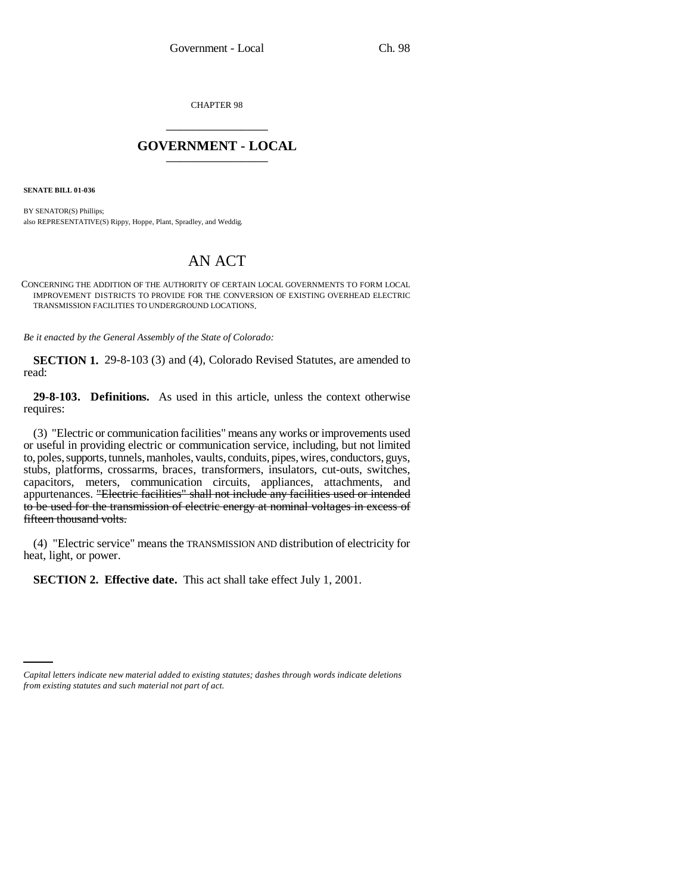CHAPTER 98

# GOVERNMENT - LOCAL

**SENATE BILL 01-036**

BY SENATOR(S) Phillips;
also REPRESENTATIVE(S) Rippy, Hoppe, Plant, Spradley, and Weddig.

# AN ACT

CONCERNING THE ADDITION OF THE AUTHORITY OF CERTAIN LOCAL GOVERNMENTS TO FORM LOCAL IMPROVEMENT DISTRICTS TO PROVIDE FOR THE CONVERSION OF EXISTING OVERHEAD ELECTRIC TRANSMISSION FACILITIES TO UNDERGROUND LOCATIONS.

*Be it enacted by the General Assembly of the State of Colorado:*

**SECTION 1.** 29-8-103 (3) and (4), Colorado Revised Statutes, are amended to read:

**29-8-103. Definitions.** As used in this article, unless the context otherwise requires:

(3) "Electric or communication facilities" means any works or improvements used or useful in providing electric or communication service, including, but not limited to, poles, supports, tunnels, manholes, vaults, conduits, pipes, wires, conductors, guys, stubs, platforms, crossarms, braces, transformers, insulators, cut-outs, switches, capacitors, meters, communication circuits, appliances, attachments, and appurtenances. ~~"Electric facilities" shall not include any facilities used or intended to be used for the transmission of electric energy at nominal voltages in excess of fifteen thousand volts.~~

(4) "Electric service" means the TRANSMISSION AND distribution of electricity for heat, light, or power.

**SECTION 2. Effective date.** This act shall take effect July 1, 2001.

*Capital letters indicate new material added to existing statutes; dashes through words indicate deletions from existing statutes and such material not part of act.*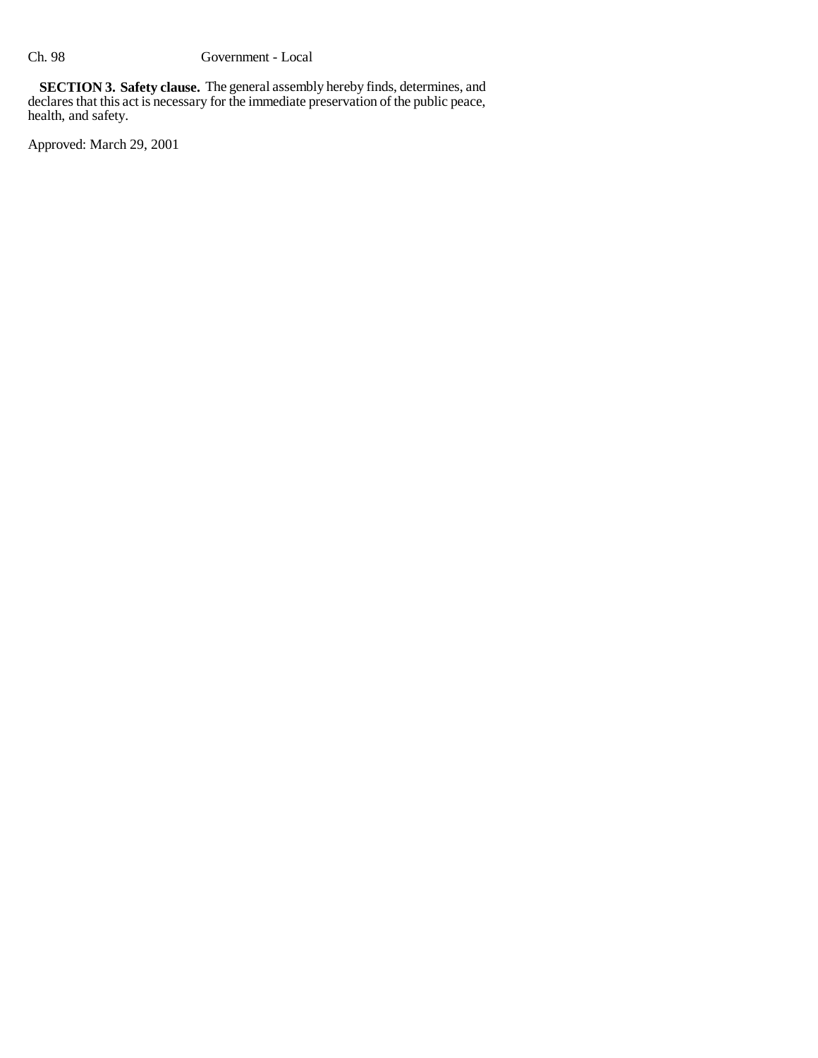**SECTION 3. Safety clause.** The general assembly hereby finds, determines, and declares that this act is necessary for the immediate preservation of the public peace, health, and safety.

Approved: March 29, 2001